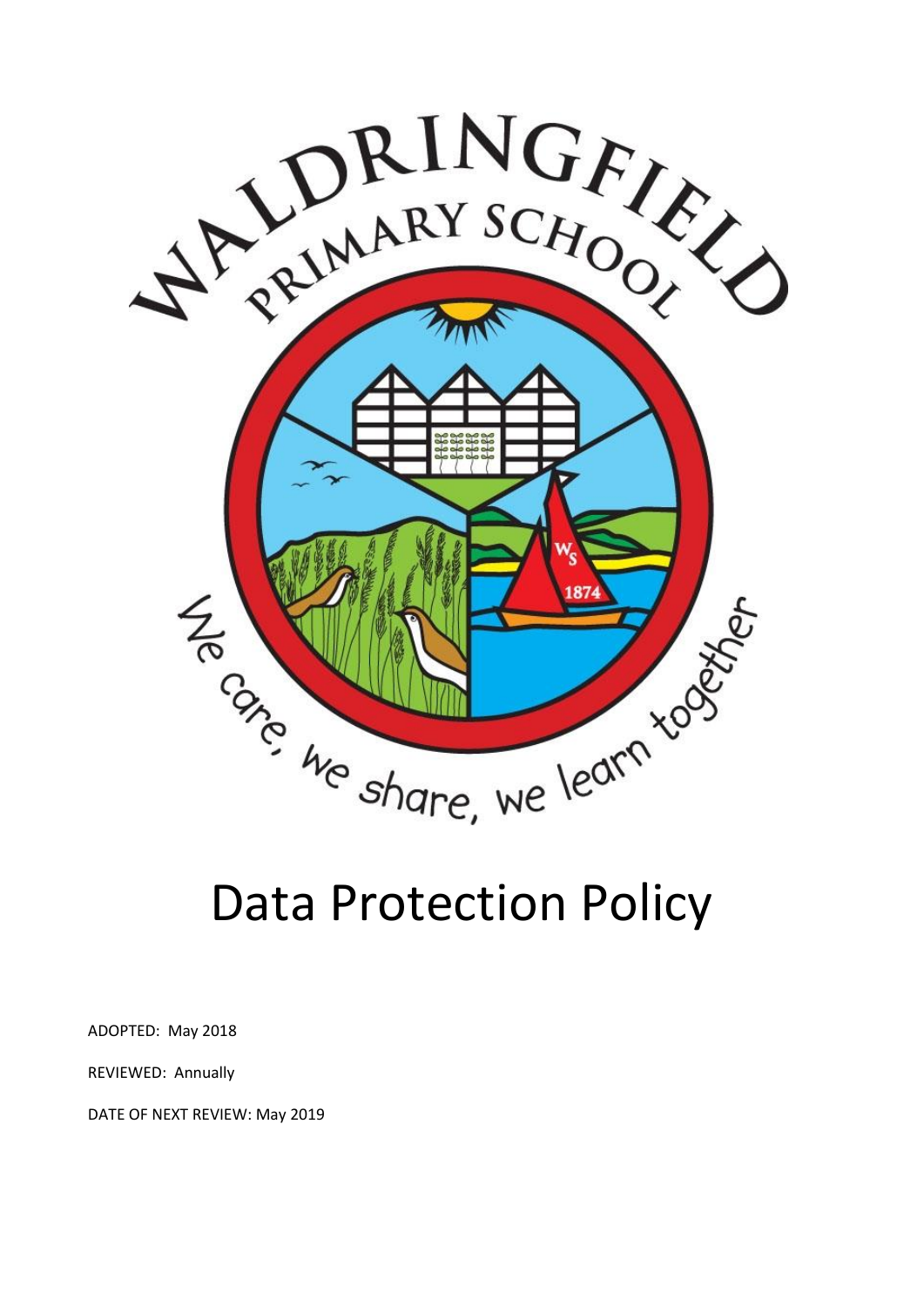# Data Protection Policy

ADOPTED: May 2018

REVIEWED: Annually

DATE OF NEXT REVIEW: May 2019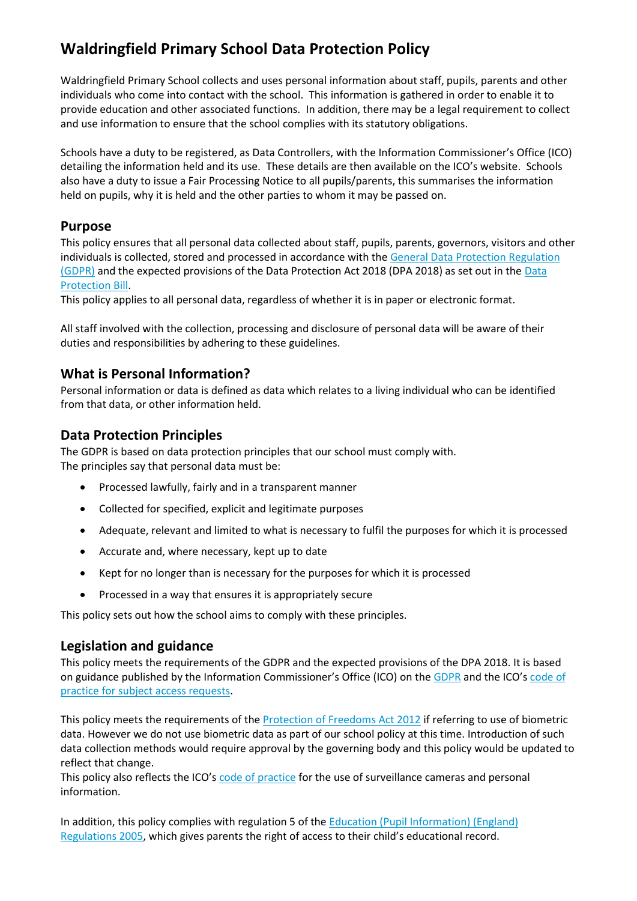# Waldringfield Primary School Data Protection Policy

Waldringfield Primary School collects and uses personal information about staff, pupils, parents and other individuals who come into contact with the school. This information is gathered in order to enable it to provide education and other associated functions. In addition, there may be a legal requirement to collect and use information to ensure that the school complies with its statutory obligations.

Schools have a duty to be registered, as Data Controllers, with the Information Commissioner's Office (ICO) detailing the information held and its use. These details are then available on the ICO's website. Schools also have a duty to issue a Fair Processing Notice to all pupils/parents, this summarises the information held on pupils, why it is held and the other parties to whom it may be passed on.

## Purpose

This policy ensures that all personal data collected about staff, pupils, parents, governors, visitors and other individuals is collected, stored and processed in accordance with the General Data Protection Regulation (GDPR) and the expected provisions of the Data Protection Act 2018 (DPA 2018) as set out in the Data Protection Bill.
This policy applies to all personal data, regardless of whether it is in paper or electronic format.

All staff involved with the collection, processing and disclosure of personal data will be aware of their duties and responsibilities by adhering to these guidelines.

## What is Personal Information?

Personal information or data is defined as data which relates to a living individual who can be identified from that data, or other information held.

## Data Protection Principles

The GDPR is based on data protection principles that our school must comply with.
The principles say that personal data must be:

- Processed lawfully, fairly and in a transparent manner
- Collected for specified, explicit and legitimate purposes
- Adequate, relevant and limited to what is necessary to fulfil the purposes for which it is processed
- Accurate and, where necessary, kept up to date
- Kept for no longer than is necessary for the purposes for which it is processed
- Processed in a way that ensures it is appropriately secure

This policy sets out how the school aims to comply with these principles.

## Legislation and guidance

This policy meets the requirements of the GDPR and the expected provisions of the DPA 2018. It is based on guidance published by the Information Commissioner's Office (ICO) on the GDPR and the ICO's code of practice for subject access requests.

This policy meets the requirements of the Protection of Freedoms Act 2012 if referring to use of biometric data. However we do not use biometric data as part of our school policy at this time. Introduction of such data collection methods would require approval by the governing body and this policy would be updated to reflect that change.
This policy also reflects the ICO's code of practice for the use of surveillance cameras and personal information.

In addition, this policy complies with regulation 5 of the Education (Pupil Information) (England) Regulations 2005, which gives parents the right of access to their child's educational record.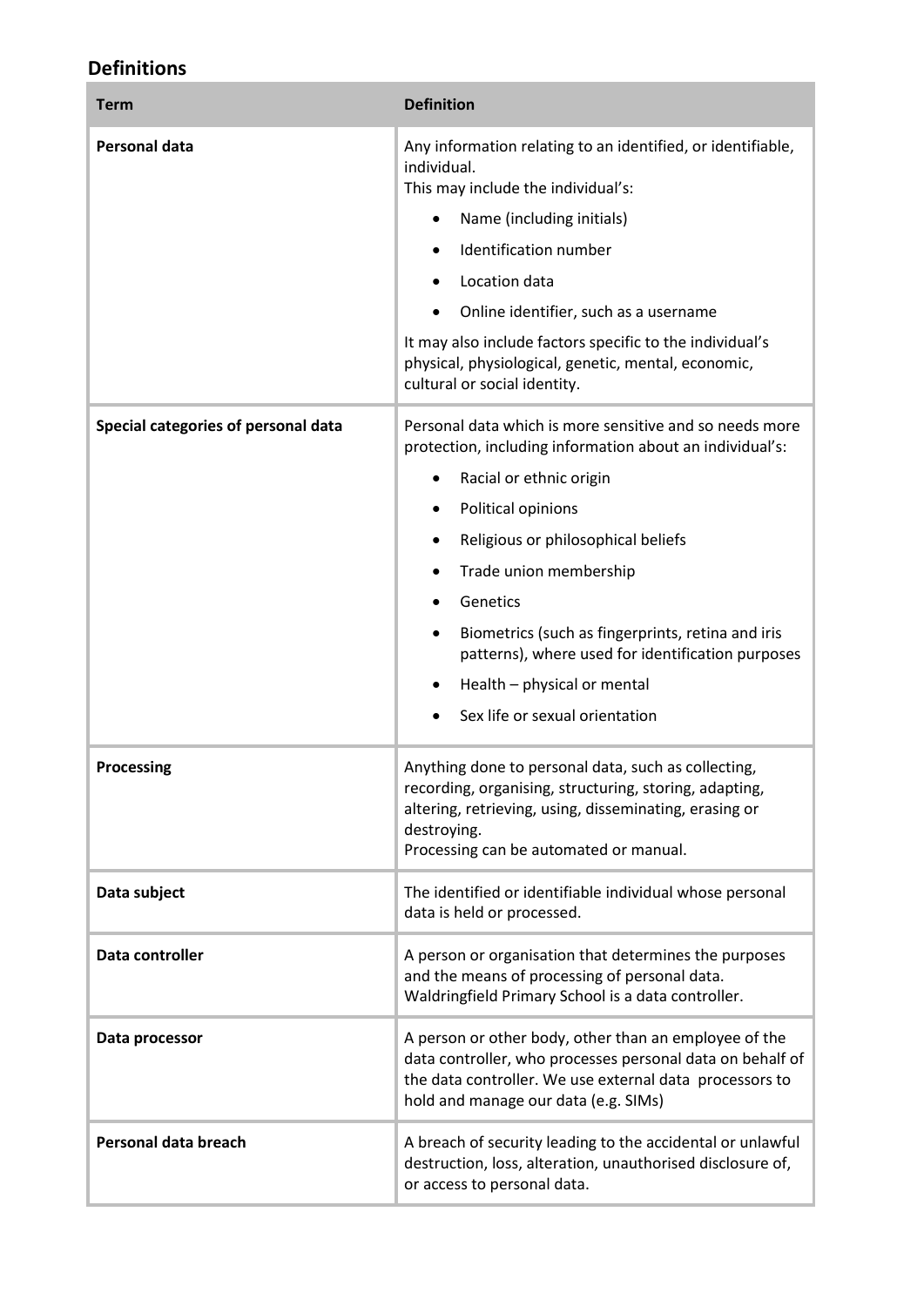## Definitions

| Term | Definition |
|---|---|
| **Personal data** | Any information relating to an identified, or identifiable, individual.<br>This may include the individual's:<br>• Name (including initials)<br>• Identification number<br>• Location data<br>• Online identifier, such as a username<br>It may also include factors specific to the individual's physical, physiological, genetic, mental, economic, cultural or social identity. |
| **Special categories of personal data** | Personal data which is more sensitive and so needs more protection, including information about an individual's:<br>• Racial or ethnic origin<br>• Political opinions<br>• Religious or philosophical beliefs<br>• Trade union membership<br>• Genetics<br>• Biometrics (such as fingerprints, retina and iris patterns), where used for identification purposes<br>• Health – physical or mental<br>• Sex life or sexual orientation |
| **Processing** | Anything done to personal data, such as collecting, recording, organising, structuring, storing, adapting, altering, retrieving, using, disseminating, erasing or destroying.<br>Processing can be automated or manual. |
| **Data subject** | The identified or identifiable individual whose personal data is held or processed. |
| **Data controller** | A person or organisation that determines the purposes and the means of processing of personal data.<br>Waldringfield Primary School is a data controller. |
| **Data processor** | A person or other body, other than an employee of the data controller, who processes personal data on behalf of the data controller. We use external data processors to hold and manage our data (e.g. SIMs) |
| **Personal data breach** | A breach of security leading to the accidental or unlawful destruction, loss, alteration, unauthorised disclosure of, or access to personal data. |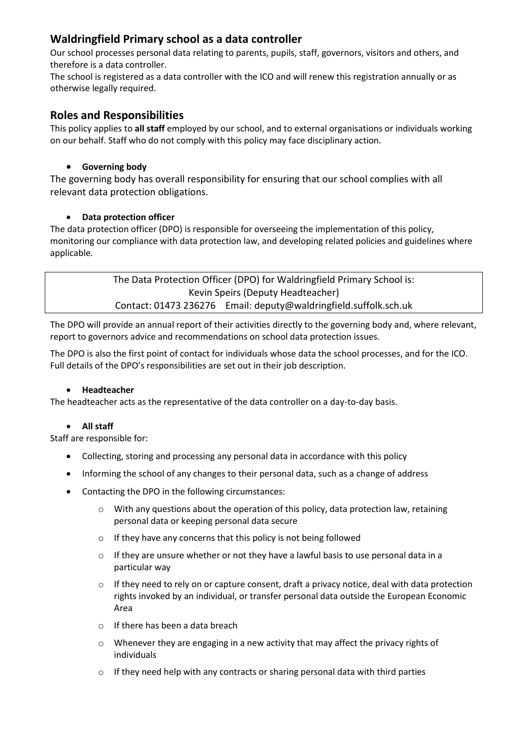## Waldringfield Primary school as a data controller

Our school processes personal data relating to parents, pupils, staff, governors, visitors and others, and therefore is a data controller.

The school is registered as a data controller with the ICO and will renew this registration annually or as otherwise legally required.

## Roles and Responsibilities

This policy applies to **all staff** employed by our school, and to external organisations or individuals working on our behalf. Staff who do not comply with this policy may face disciplinary action.

- **Governing body**

The governing body has overall responsibility for ensuring that our school complies with all relevant data protection obligations.

- **Data protection officer**

The data protection officer (DPO) is responsible for overseeing the implementation of this policy, monitoring our compliance with data protection law, and developing related policies and guidelines where applicable.

| The Data Protection Officer (DPO) for Waldringfield Primary School is:<br>Kevin Speirs (Deputy Headteacher)<br>Contact: 01473 236276 Email: deputy@waldringfield.suffolk.sch.uk |
| --- |

The DPO will provide an annual report of their activities directly to the governing body and, where relevant, report to governors advice and recommendations on school data protection issues.

The DPO is also the first point of contact for individuals whose data the school processes, and for the ICO. Full details of the DPO's responsibilities are set out in their job description.

- **Headteacher**

The headteacher acts as the representative of the data controller on a day-to-day basis.

- **All staff**

Staff are responsible for:

- Collecting, storing and processing any personal data in accordance with this policy
- Informing the school of any changes to their personal data, such as a change of address
- Contacting the DPO in the following circumstances:
  - With any questions about the operation of this policy, data protection law, retaining personal data or keeping personal data secure
  - If they have any concerns that this policy is not being followed
  - If they are unsure whether or not they have a lawful basis to use personal data in a particular way
  - If they need to rely on or capture consent, draft a privacy notice, deal with data protection rights invoked by an individual, or transfer personal data outside the European Economic Area
  - If there has been a data breach
  - Whenever they are engaging in a new activity that may affect the privacy rights of individuals
  - If they need help with any contracts or sharing personal data with third parties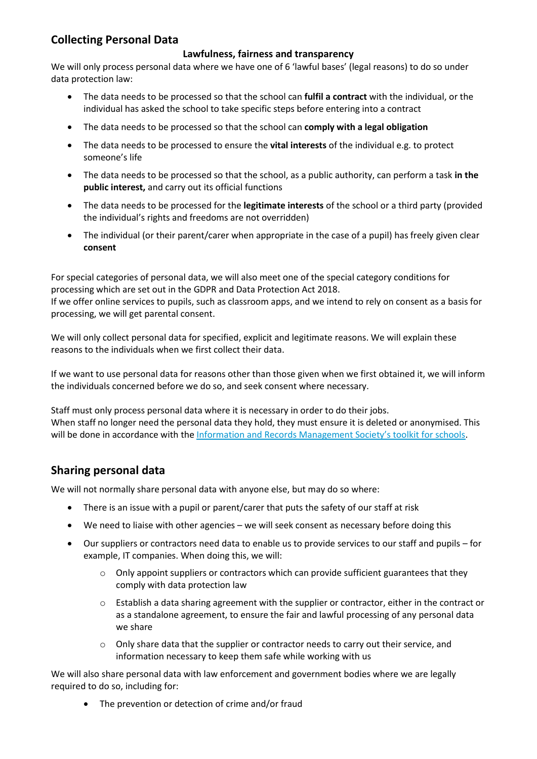## Collecting Personal Data

### Lawfulness, fairness and transparency

We will only process personal data where we have one of 6 'lawful bases' (legal reasons) to do so under data protection law:

- The data needs to be processed so that the school can **fulfil a contract** with the individual, or the individual has asked the school to take specific steps before entering into a contract
- The data needs to be processed so that the school can **comply with a legal obligation**
- The data needs to be processed to ensure the **vital interests** of the individual e.g. to protect someone's life
- The data needs to be processed so that the school, as a public authority, can perform a task **in the public interest,** and carry out its official functions
- The data needs to be processed for the **legitimate interests** of the school or a third party (provided the individual's rights and freedoms are not overridden)
- The individual (or their parent/carer when appropriate in the case of a pupil) has freely given clear **consent**

For special categories of personal data, we will also meet one of the special category conditions for processing which are set out in the GDPR and Data Protection Act 2018.
If we offer online services to pupils, such as classroom apps, and we intend to rely on consent as a basis for processing, we will get parental consent.

We will only collect personal data for specified, explicit and legitimate reasons. We will explain these reasons to the individuals when we first collect their data.

If we want to use personal data for reasons other than those given when we first obtained it, we will inform the individuals concerned before we do so, and seek consent where necessary.

Staff must only process personal data where it is necessary in order to do their jobs.
When staff no longer need the personal data they hold, they must ensure it is deleted or anonymised. This will be done in accordance with the Information and Records Management Society's toolkit for schools.

## Sharing personal data

We will not normally share personal data with anyone else, but may do so where:

- There is an issue with a pupil or parent/carer that puts the safety of our staff at risk
- We need to liaise with other agencies – we will seek consent as necessary before doing this
- Our suppliers or contractors need data to enable us to provide services to our staff and pupils – for example, IT companies. When doing this, we will:
  - Only appoint suppliers or contractors which can provide sufficient guarantees that they comply with data protection law
  - Establish a data sharing agreement with the supplier or contractor, either in the contract or as a standalone agreement, to ensure the fair and lawful processing of any personal data we share
  - Only share data that the supplier or contractor needs to carry out their service, and information necessary to keep them safe while working with us

We will also share personal data with law enforcement and government bodies where we are legally required to do so, including for:

- The prevention or detection of crime and/or fraud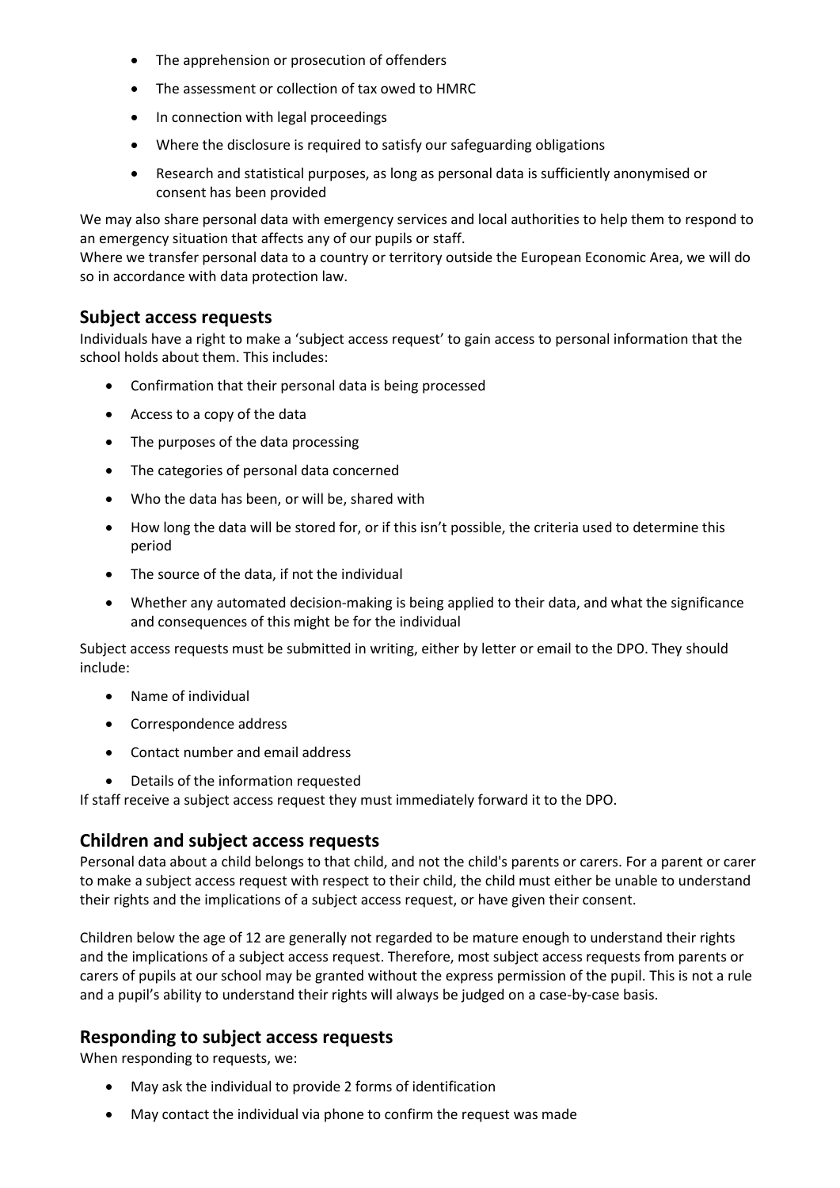- The apprehension or prosecution of offenders
- The assessment or collection of tax owed to HMRC
- In connection with legal proceedings
- Where the disclosure is required to satisfy our safeguarding obligations
- Research and statistical purposes, as long as personal data is sufficiently anonymised or consent has been provided

We may also share personal data with emergency services and local authorities to help them to respond to an emergency situation that affects any of our pupils or staff.
Where we transfer personal data to a country or territory outside the European Economic Area, we will do so in accordance with data protection law.

## Subject access requests

Individuals have a right to make a 'subject access request' to gain access to personal information that the school holds about them. This includes:

- Confirmation that their personal data is being processed
- Access to a copy of the data
- The purposes of the data processing
- The categories of personal data concerned
- Who the data has been, or will be, shared with
- How long the data will be stored for, or if this isn't possible, the criteria used to determine this period
- The source of the data, if not the individual
- Whether any automated decision-making is being applied to their data, and what the significance and consequences of this might be for the individual

Subject access requests must be submitted in writing, either by letter or email to the DPO. They should include:

- Name of individual
- Correspondence address
- Contact number and email address
- Details of the information requested

If staff receive a subject access request they must immediately forward it to the DPO.

## Children and subject access requests

Personal data about a child belongs to that child, and not the child's parents or carers. For a parent or carer to make a subject access request with respect to their child, the child must either be unable to understand their rights and the implications of a subject access request, or have given their consent.

Children below the age of 12 are generally not regarded to be mature enough to understand their rights and the implications of a subject access request. Therefore, most subject access requests from parents or carers of pupils at our school may be granted without the express permission of the pupil. This is not a rule and a pupil's ability to understand their rights will always be judged on a case-by-case basis.

## Responding to subject access requests

When responding to requests, we:

- May ask the individual to provide 2 forms of identification
- May contact the individual via phone to confirm the request was made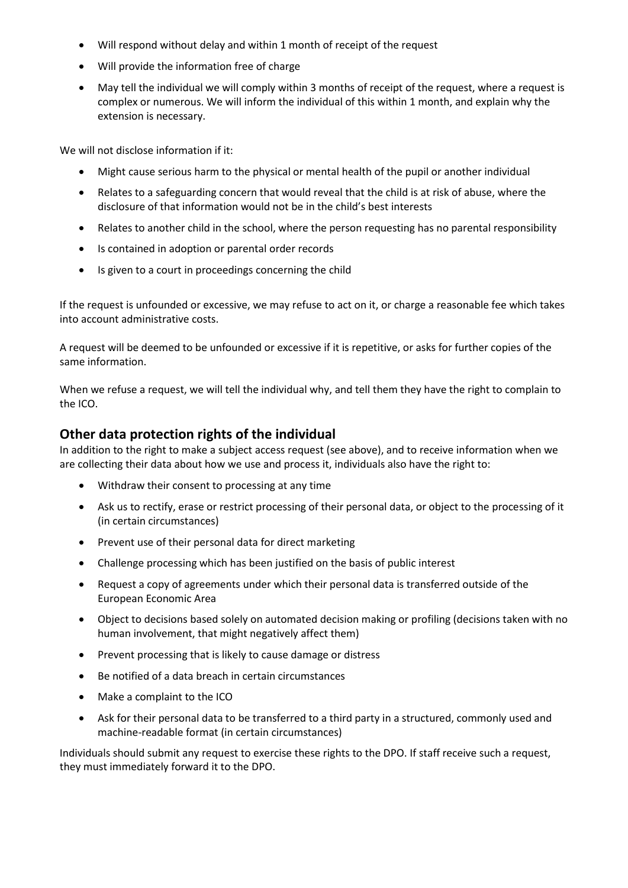- Will respond without delay and within 1 month of receipt of the request
- Will provide the information free of charge
- May tell the individual we will comply within 3 months of receipt of the request, where a request is complex or numerous. We will inform the individual of this within 1 month, and explain why the extension is necessary.

We will not disclose information if it:

- Might cause serious harm to the physical or mental health of the pupil or another individual
- Relates to a safeguarding concern that would reveal that the child is at risk of abuse, where the disclosure of that information would not be in the child's best interests
- Relates to another child in the school, where the person requesting has no parental responsibility
- Is contained in adoption or parental order records
- Is given to a court in proceedings concerning the child

If the request is unfounded or excessive, we may refuse to act on it, or charge a reasonable fee which takes into account administrative costs.

A request will be deemed to be unfounded or excessive if it is repetitive, or asks for further copies of the same information.

When we refuse a request, we will tell the individual why, and tell them they have the right to complain to the ICO.

## Other data protection rights of the individual

In addition to the right to make a subject access request (see above), and to receive information when we are collecting their data about how we use and process it, individuals also have the right to:

- Withdraw their consent to processing at any time
- Ask us to rectify, erase or restrict processing of their personal data, or object to the processing of it (in certain circumstances)
- Prevent use of their personal data for direct marketing
- Challenge processing which has been justified on the basis of public interest
- Request a copy of agreements under which their personal data is transferred outside of the European Economic Area
- Object to decisions based solely on automated decision making or profiling (decisions taken with no human involvement, that might negatively affect them)
- Prevent processing that is likely to cause damage or distress
- Be notified of a data breach in certain circumstances
- Make a complaint to the ICO
- Ask for their personal data to be transferred to a third party in a structured, commonly used and machine-readable format (in certain circumstances)

Individuals should submit any request to exercise these rights to the DPO. If staff receive such a request, they must immediately forward it to the DPO.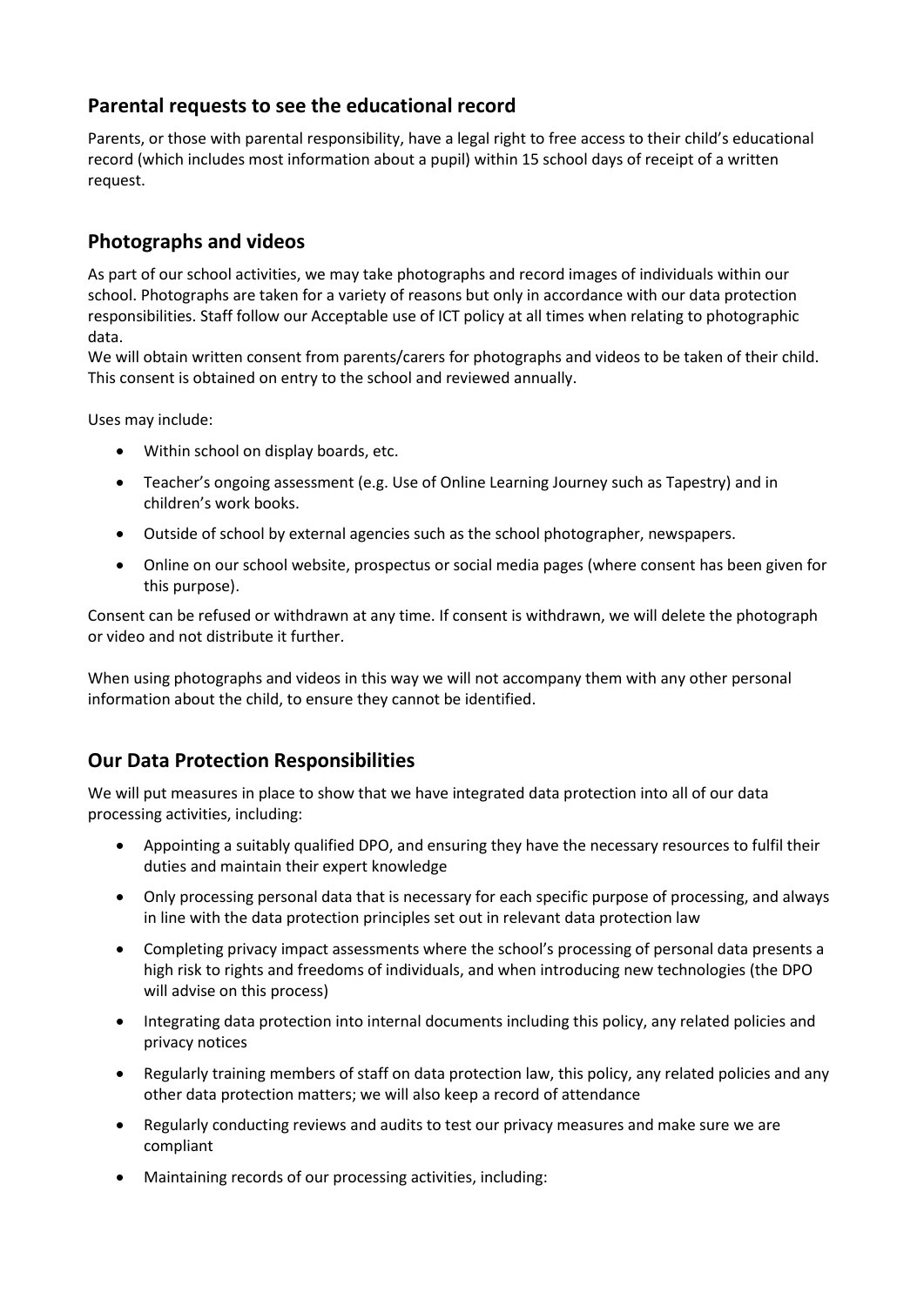## Parental requests to see the educational record

Parents, or those with parental responsibility, have a legal right to free access to their child's educational record (which includes most information about a pupil) within 15 school days of receipt of a written request.

## Photographs and videos

As part of our school activities, we may take photographs and record images of individuals within our school. Photographs are taken for a variety of reasons but only in accordance with our data protection responsibilities. Staff follow our Acceptable use of ICT policy at all times when relating to photographic data.
We will obtain written consent from parents/carers for photographs and videos to be taken of their child. This consent is obtained on entry to the school and reviewed annually.

Uses may include:

- Within school on display boards, etc.
- Teacher's ongoing assessment (e.g. Use of Online Learning Journey such as Tapestry) and in children's work books.
- Outside of school by external agencies such as the school photographer, newspapers.
- Online on our school website, prospectus or social media pages (where consent has been given for this purpose).

Consent can be refused or withdrawn at any time. If consent is withdrawn, we will delete the photograph or video and not distribute it further.

When using photographs and videos in this way we will not accompany them with any other personal information about the child, to ensure they cannot be identified.

## Our Data Protection Responsibilities

We will put measures in place to show that we have integrated data protection into all of our data processing activities, including:

- Appointing a suitably qualified DPO, and ensuring they have the necessary resources to fulfil their duties and maintain their expert knowledge
- Only processing personal data that is necessary for each specific purpose of processing, and always in line with the data protection principles set out in relevant data protection law
- Completing privacy impact assessments where the school's processing of personal data presents a high risk to rights and freedoms of individuals, and when introducing new technologies (the DPO will advise on this process)
- Integrating data protection into internal documents including this policy, any related policies and privacy notices
- Regularly training members of staff on data protection law, this policy, any related policies and any other data protection matters; we will also keep a record of attendance
- Regularly conducting reviews and audits to test our privacy measures and make sure we are compliant
- Maintaining records of our processing activities, including: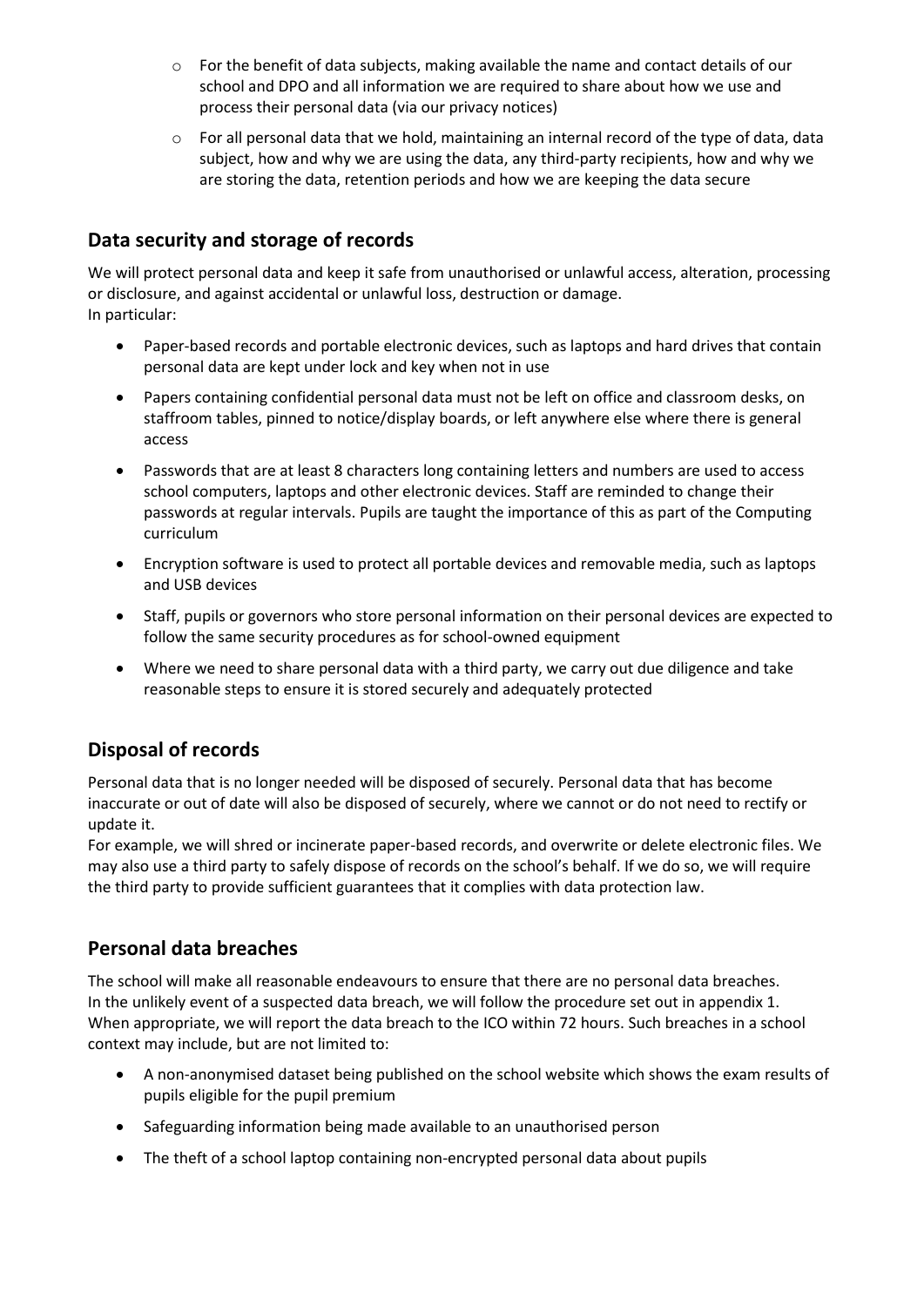- For the benefit of data subjects, making available the name and contact details of our school and DPO and all information we are required to share about how we use and process their personal data (via our privacy notices)
- For all personal data that we hold, maintaining an internal record of the type of data, data subject, how and why we are using the data, any third-party recipients, how and why we are storing the data, retention periods and how we are keeping the data secure

## Data security and storage of records

We will protect personal data and keep it safe from unauthorised or unlawful access, alteration, processing or disclosure, and against accidental or unlawful loss, destruction or damage.
In particular:

- Paper-based records and portable electronic devices, such as laptops and hard drives that contain personal data are kept under lock and key when not in use
- Papers containing confidential personal data must not be left on office and classroom desks, on staffroom tables, pinned to notice/display boards, or left anywhere else where there is general access
- Passwords that are at least 8 characters long containing letters and numbers are used to access school computers, laptops and other electronic devices. Staff are reminded to change their passwords at regular intervals. Pupils are taught the importance of this as part of the Computing curriculum
- Encryption software is used to protect all portable devices and removable media, such as laptops and USB devices
- Staff, pupils or governors who store personal information on their personal devices are expected to follow the same security procedures as for school-owned equipment
- Where we need to share personal data with a third party, we carry out due diligence and take reasonable steps to ensure it is stored securely and adequately protected

## Disposal of records

Personal data that is no longer needed will be disposed of securely. Personal data that has become inaccurate or out of date will also be disposed of securely, where we cannot or do not need to rectify or update it.
For example, we will shred or incinerate paper-based records, and overwrite or delete electronic files. We may also use a third party to safely dispose of records on the school's behalf. If we do so, we will require the third party to provide sufficient guarantees that it complies with data protection law.

## Personal data breaches

The school will make all reasonable endeavours to ensure that there are no personal data breaches.
In the unlikely event of a suspected data breach, we will follow the procedure set out in appendix 1.
When appropriate, we will report the data breach to the ICO within 72 hours. Such breaches in a school context may include, but are not limited to:

- A non-anonymised dataset being published on the school website which shows the exam results of pupils eligible for the pupil premium
- Safeguarding information being made available to an unauthorised person
- The theft of a school laptop containing non-encrypted personal data about pupils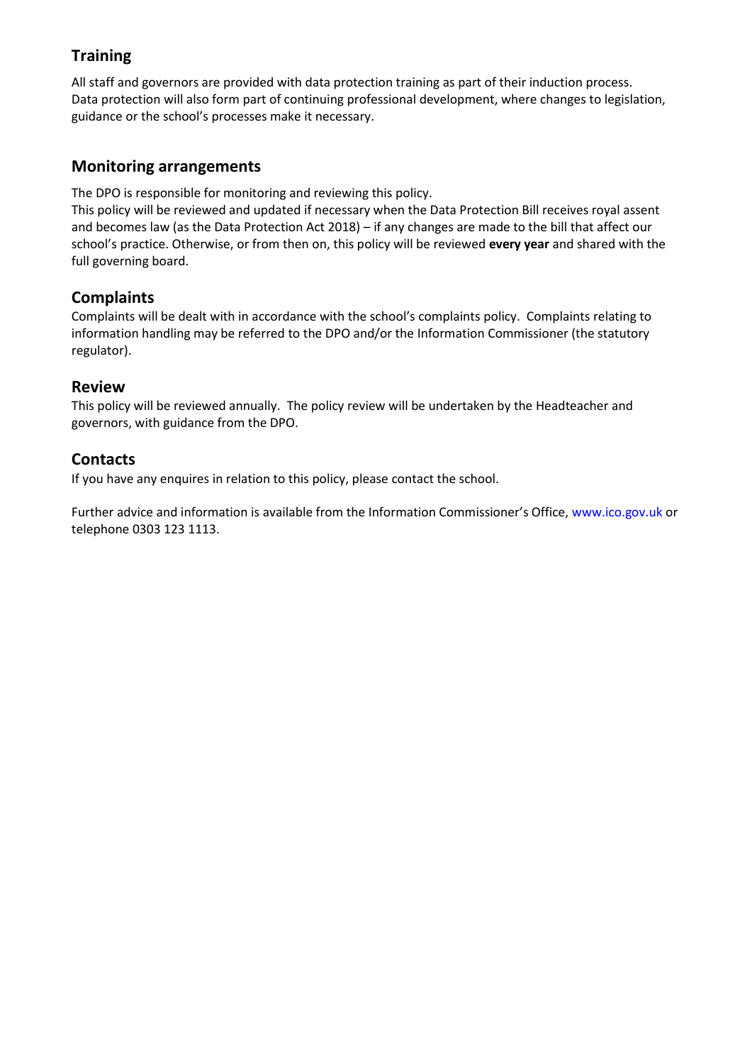## Training

All staff and governors are provided with data protection training as part of their induction process. Data protection will also form part of continuing professional development, where changes to legislation, guidance or the school's processes make it necessary.

## Monitoring arrangements

The DPO is responsible for monitoring and reviewing this policy.
This policy will be reviewed and updated if necessary when the Data Protection Bill receives royal assent and becomes law (as the Data Protection Act 2018) – if any changes are made to the bill that affect our school's practice. Otherwise, or from then on, this policy will be reviewed **every year** and shared with the full governing board.

## Complaints

Complaints will be dealt with in accordance with the school's complaints policy. Complaints relating to information handling may be referred to the DPO and/or the Information Commissioner (the statutory regulator).

## Review

This policy will be reviewed annually. The policy review will be undertaken by the Headteacher and governors, with guidance from the DPO.

## Contacts

If you have any enquires in relation to this policy, please contact the school.

Further advice and information is available from the Information Commissioner's Office, www.ico.gov.uk or telephone 0303 123 1113.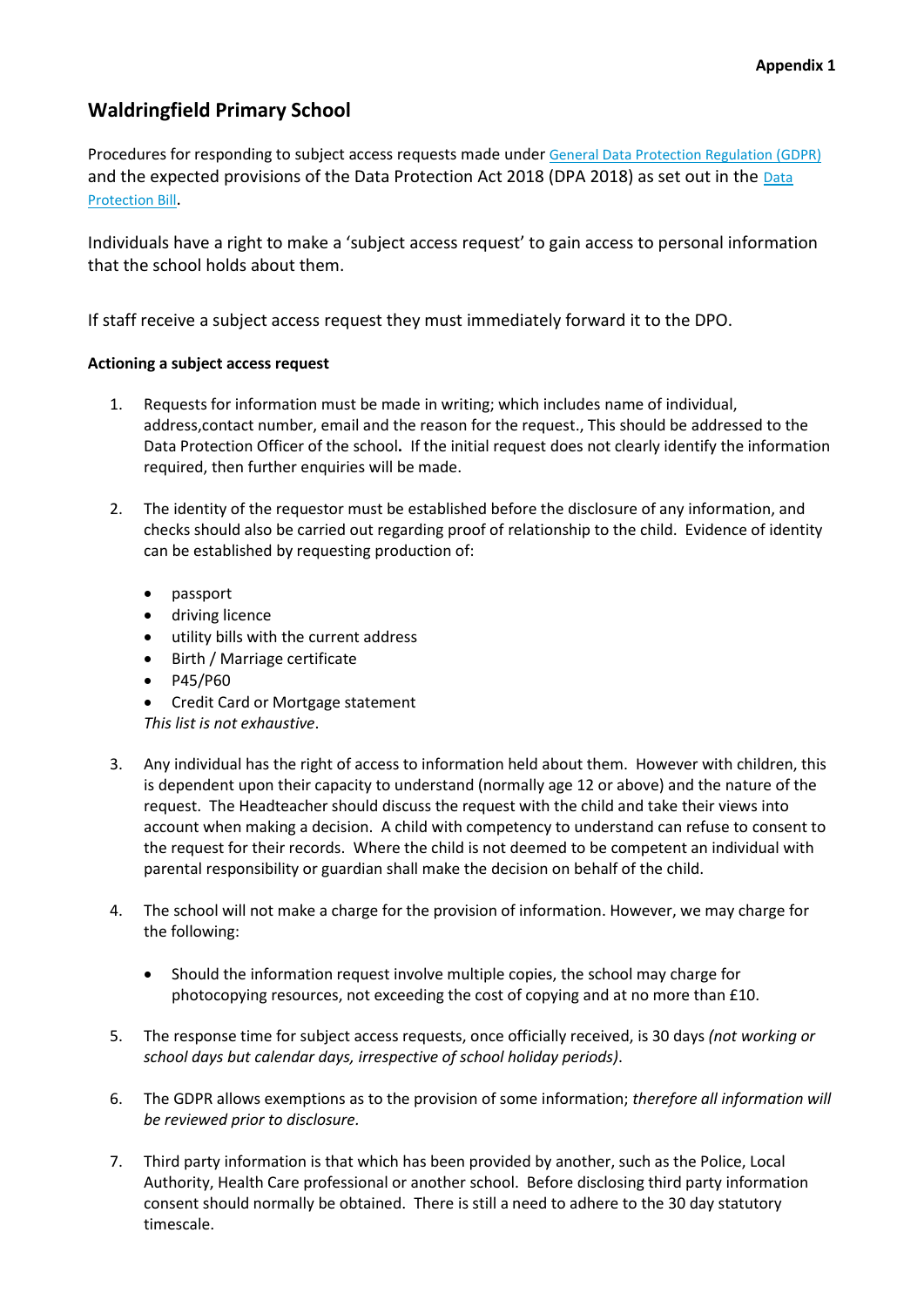**Appendix 1**

## Waldringfield Primary School

Procedures for responding to subject access requests made under [General Data Protection Regulation (GDPR)](#) and the expected provisions of the Data Protection Act 2018 (DPA 2018) as set out in the [Data Protection Bill](#).

Individuals have a right to make a 'subject access request' to gain access to personal information that the school holds about them.

If staff receive a subject access request they must immediately forward it to the DPO.

**Actioning a subject access request**

1. Requests for information must be made in writing; which includes name of individual, address,contact number, email and the reason for the request., This should be addressed to the Data Protection Officer of the school**.** If the initial request does not clearly identify the information required, then further enquiries will be made.

2. The identity of the requestor must be established before the disclosure of any information, and checks should also be carried out regarding proof of relationship to the child. Evidence of identity can be established by requesting production of:

   - passport
   - driving licence
   - utility bills with the current address
   - Birth / Marriage certificate
   - P45/P60
   - Credit Card or Mortgage statement

   *This list is not exhaustive*.

3. Any individual has the right of access to information held about them. However with children, this is dependent upon their capacity to understand (normally age 12 or above) and the nature of the request. The Headteacher should discuss the request with the child and take their views into account when making a decision. A child with competency to understand can refuse to consent to the request for their records. Where the child is not deemed to be competent an individual with parental responsibility or guardian shall make the decision on behalf of the child.

4. The school will not make a charge for the provision of information. However, we may charge for the following:

   - Should the information request involve multiple copies, the school may charge for photocopying resources, not exceeding the cost of copying and at no more than £10.

5. The response time for subject access requests, once officially received, is 30 days *(not working or school days but calendar days, irrespective of school holiday periods)*.

6. The GDPR allows exemptions as to the provision of some information; *therefore all information will be reviewed prior to disclosure*.

7. Third party information is that which has been provided by another, such as the Police, Local Authority, Health Care professional or another school. Before disclosing third party information consent should normally be obtained. There is still a need to adhere to the 30 day statutory timescale.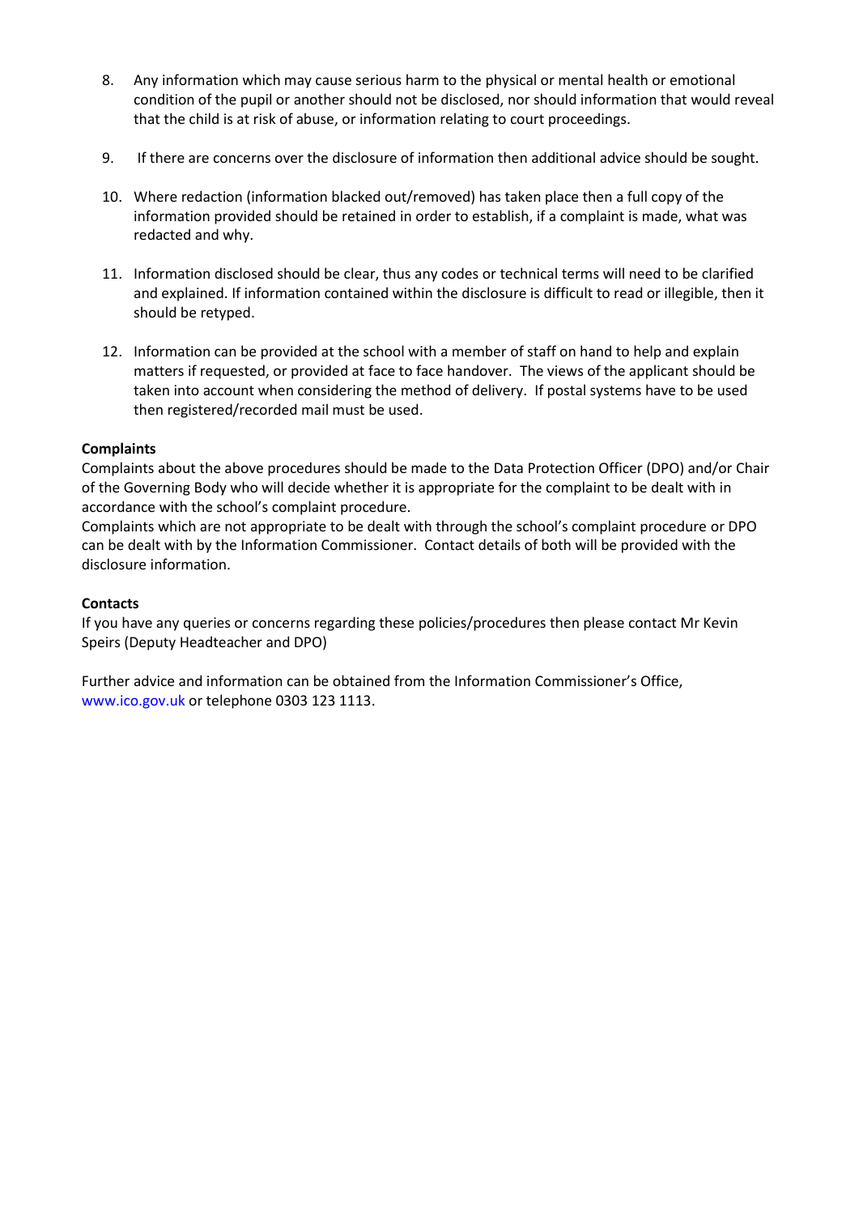8. Any information which may cause serious harm to the physical or mental health or emotional condition of the pupil or another should not be disclosed, nor should information that would reveal that the child is at risk of abuse, or information relating to court proceedings.

9. If there are concerns over the disclosure of information then additional advice should be sought.

10. Where redaction (information blacked out/removed) has taken place then a full copy of the information provided should be retained in order to establish, if a complaint is made, what was redacted and why.

11. Information disclosed should be clear, thus any codes or technical terms will need to be clarified and explained. If information contained within the disclosure is difficult to read or illegible, then it should be retyped.

12. Information can be provided at the school with a member of staff on hand to help and explain matters if requested, or provided at face to face handover. The views of the applicant should be taken into account when considering the method of delivery. If postal systems have to be used then registered/recorded mail must be used.

**Complaints**

Complaints about the above procedures should be made to the Data Protection Officer (DPO) and/or Chair of the Governing Body who will decide whether it is appropriate for the complaint to be dealt with in accordance with the school's complaint procedure.

Complaints which are not appropriate to be dealt with through the school's complaint procedure or DPO can be dealt with by the Information Commissioner. Contact details of both will be provided with the disclosure information.

**Contacts**

If you have any queries or concerns regarding these policies/procedures then please contact Mr Kevin Speirs (Deputy Headteacher and DPO)

Further advice and information can be obtained from the Information Commissioner's Office, www.ico.gov.uk or telephone 0303 123 1113.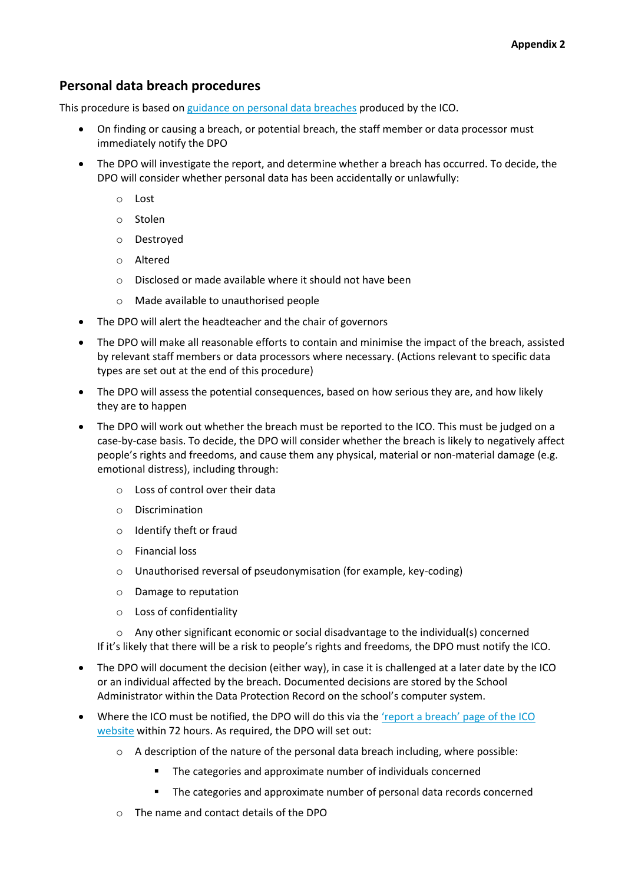**Appendix 2**

## Personal data breach procedures

This procedure is based on [guidance on personal data breaches](#) produced by the ICO.

- On finding or causing a breach, or potential breach, the staff member or data processor must immediately notify the DPO
- The DPO will investigate the report, and determine whether a breach has occurred. To decide, the DPO will consider whether personal data has been accidentally or unlawfully:
    - Lost
    - Stolen
    - Destroyed
    - Altered
    - Disclosed or made available where it should not have been
    - Made available to unauthorised people
- The DPO will alert the headteacher and the chair of governors
- The DPO will make all reasonable efforts to contain and minimise the impact of the breach, assisted by relevant staff members or data processors where necessary. (Actions relevant to specific data types are set out at the end of this procedure)
- The DPO will assess the potential consequences, based on how serious they are, and how likely they are to happen
- The DPO will work out whether the breach must be reported to the ICO. This must be judged on a case-by-case basis. To decide, the DPO will consider whether the breach is likely to negatively affect people's rights and freedoms, and cause them any physical, material or non-material damage (e.g. emotional distress), including through:
    - Loss of control over their data
    - Discrimination
    - Identify theft or fraud
    - Financial loss
    - Unauthorised reversal of pseudonymisation (for example, key-coding)
    - Damage to reputation
    - Loss of confidentiality
    - Any other significant economic or social disadvantage to the individual(s) concerned

  If it's likely that there will be a risk to people's rights and freedoms, the DPO must notify the ICO.
- The DPO will document the decision (either way), in case it is challenged at a later date by the ICO or an individual affected by the breach. Documented decisions are stored by the School Administrator within the Data Protection Record on the school's computer system.
- Where the ICO must be notified, the DPO will do this via the ['report a breach' page of the ICO website](#) within 72 hours. As required, the DPO will set out:
    - A description of the nature of the personal data breach including, where possible:
        - The categories and approximate number of individuals concerned
        - The categories and approximate number of personal data records concerned
    - The name and contact details of the DPO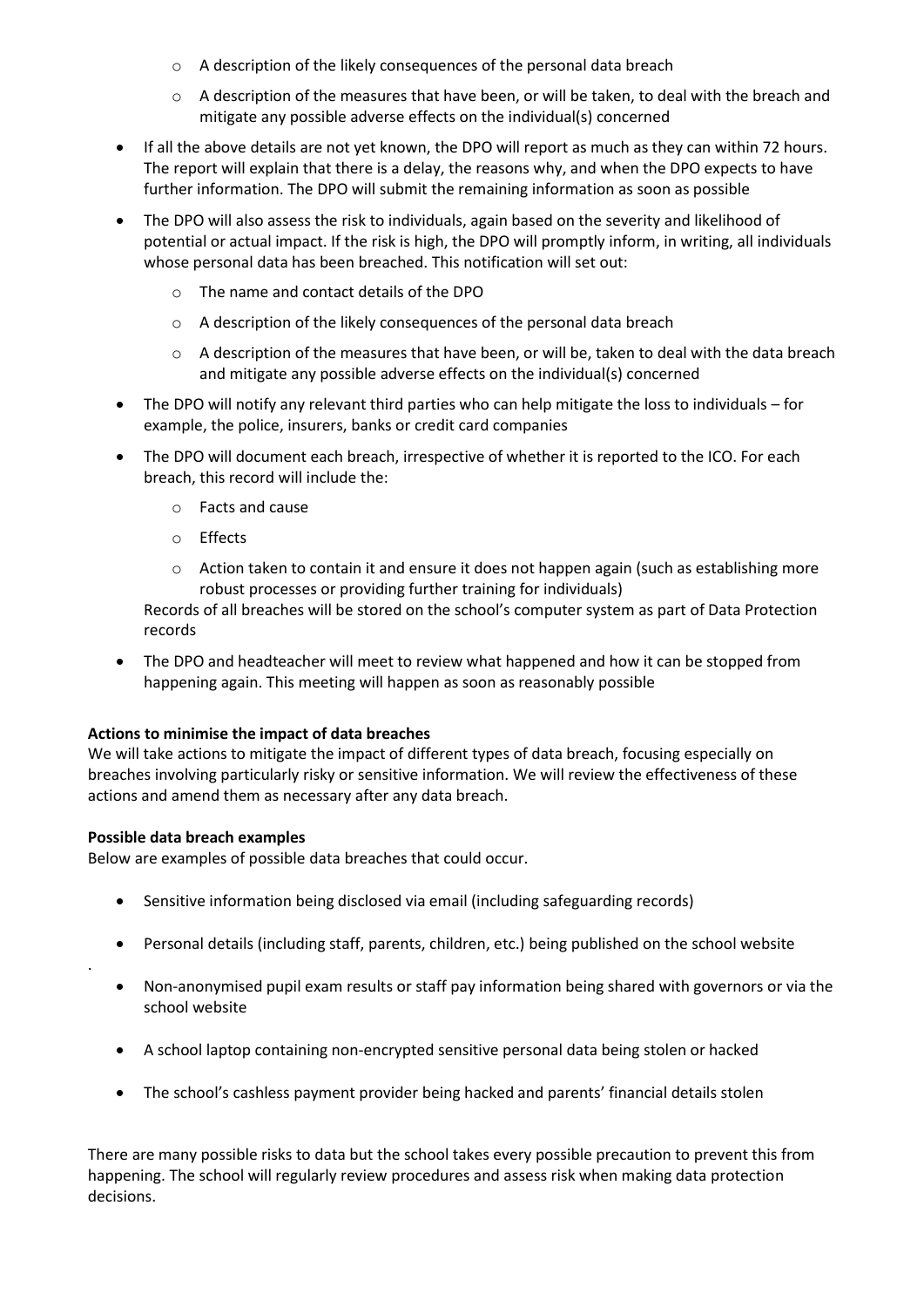- A description of the likely consequences of the personal data breach
  - A description of the measures that have been, or will be taken, to deal with the breach and mitigate any possible adverse effects on the individual(s) concerned

- If all the above details are not yet known, the DPO will report as much as they can within 72 hours. The report will explain that there is a delay, the reasons why, and when the DPO expects to have further information. The DPO will submit the remaining information as soon as possible
- The DPO will also assess the risk to individuals, again based on the severity and likelihood of potential or actual impact. If the risk is high, the DPO will promptly inform, in writing, all individuals whose personal data has been breached. This notification will set out:
  - The name and contact details of the DPO
  - A description of the likely consequences of the personal data breach
  - A description of the measures that have been, or will be, taken to deal with the data breach and mitigate any possible adverse effects on the individual(s) concerned
- The DPO will notify any relevant third parties who can help mitigate the loss to individuals – for example, the police, insurers, banks or credit card companies
- The DPO will document each breach, irrespective of whether it is reported to the ICO. For each breach, this record will include the:
  - Facts and cause
  - Effects
  - Action taken to contain it and ensure it does not happen again (such as establishing more robust processes or providing further training for individuals)

  Records of all breaches will be stored on the school's computer system as part of Data Protection records
- The DPO and headteacher will meet to review what happened and how it can be stopped from happening again. This meeting will happen as soon as reasonably possible

**Actions to minimise the impact of data breaches**

We will take actions to mitigate the impact of different types of data breach, focusing especially on breaches involving particularly risky or sensitive information. We will review the effectiveness of these actions and amend them as necessary after any data breach.

**Possible data breach examples**

Below are examples of possible data breaches that could occur.

- Sensitive information being disclosed via email (including safeguarding records)
- Personal details (including staff, parents, children, etc.) being published on the school website
- Non-anonymised pupil exam results or staff pay information being shared with governors or via the school website
- A school laptop containing non-encrypted sensitive personal data being stolen or hacked
- The school's cashless payment provider being hacked and parents' financial details stolen

There are many possible risks to data but the school takes every possible precaution to prevent this from happening. The school will regularly review procedures and assess risk when making data protection decisions.